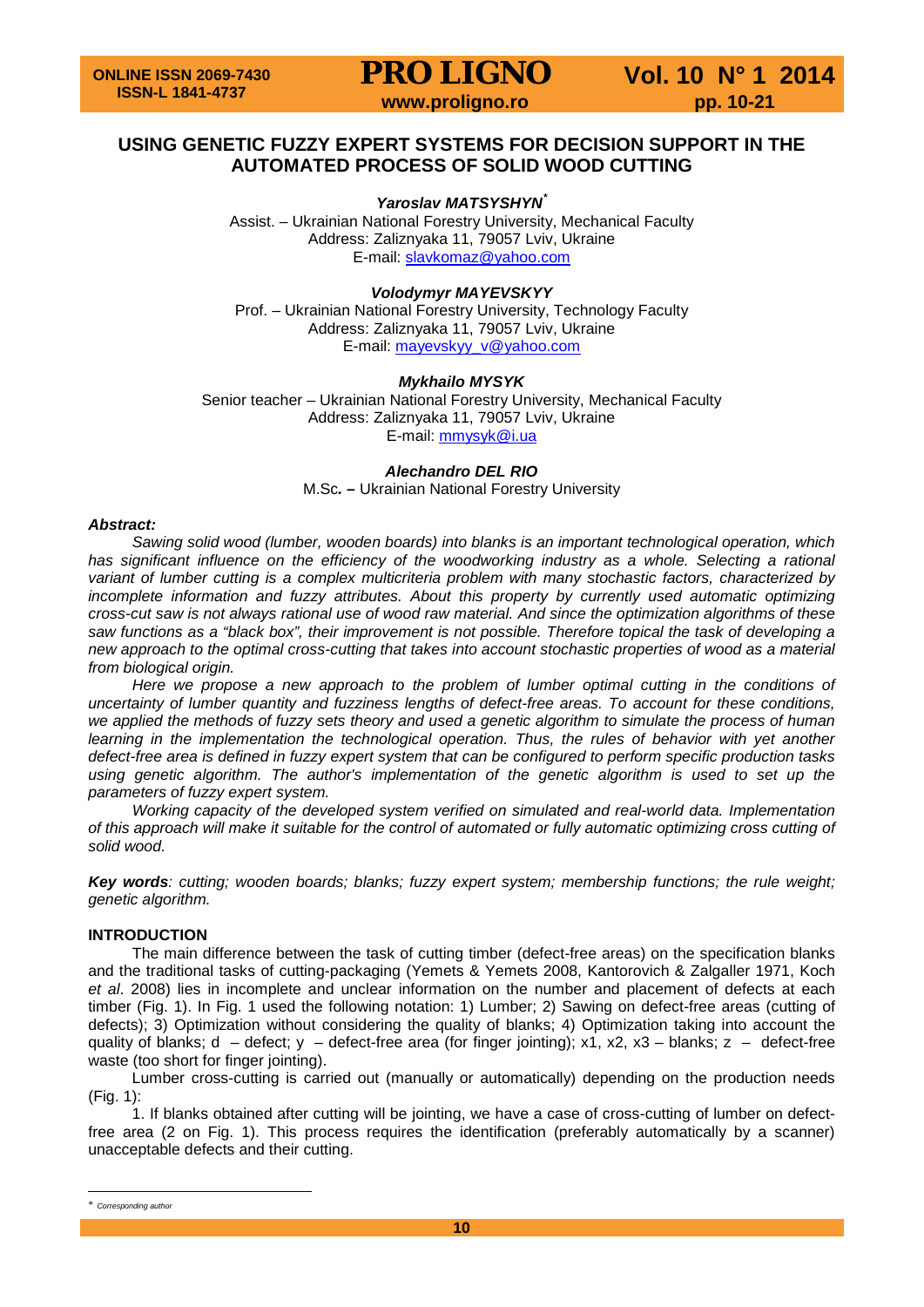# USING GENETIC FUZZY EXPERT SYSTEMS FOR DECISION SUPPORT IN THE AUTOMATED PROCESS OF SOLID WOOD CUTTING

***Yaroslav MATSYSHYN****

Assist. – Ukrainian National Forestry University, Mechanical Faculty
Address: Zaliznyaka 11, 79057 Lviv, Ukraine
E-mail: slavkomaz@yahoo.com

***Volodymyr MAYEVSKYY***

Prof. – Ukrainian National Forestry University, Technology Faculty
Address: Zaliznyaka 11, 79057 Lviv, Ukraine
E-mail: mayevskyy_v@yahoo.com

***Mykhailo MYSYK***

Senior teacher – Ukrainian National Forestry University, Mechanical Faculty
Address: Zaliznyaka 11, 79057 Lviv, Ukraine
E-mail: mmysyk@i.ua

***Alechandro DEL RIO***

M.Sc**. –** Ukrainian National Forestry University

***Abstract:***

*Sawing solid wood (lumber, wooden boards) into blanks is an important technological operation, which has significant influence on the efficiency of the woodworking industry as a whole. Selecting a rational variant of lumber cutting is a complex multicriteria problem with many stochastic factors, characterized by incomplete information and fuzzy attributes. About this property by currently used automatic optimizing cross-cut saw is not always rational use of wood raw material. And since the optimization algorithms of these saw functions as a "black box", their improvement is not possible. Therefore topical the task of developing a new approach to the optimal cross-cutting that takes into account stochastic properties of wood as a material from biological origin.*

*Here we propose a new approach to the problem of lumber optimal cutting in the conditions of uncertainty of lumber quantity and fuzziness lengths of defect-free areas. To account for these conditions, we applied the methods of fuzzy sets theory and used a genetic algorithm to simulate the process of human learning in the implementation the technological operation. Thus, the rules of behavior with yet another defect-free area is defined in fuzzy expert system that can be configured to perform specific production tasks using genetic algorithm. The author's implementation of the genetic algorithm is used to set up the parameters of fuzzy expert system.*

*Working capacity of the developed system verified on simulated and real-world data. Implementation of this approach will make it suitable for the control of automated or fully automatic optimizing cross cutting of solid wood.*

***Key words****: cutting; wooden boards; blanks; fuzzy expert system; membership functions; the rule weight; genetic algorithm.*

## INTRODUCTION

The main difference between the task of cutting timber (defect-free areas) on the specification blanks and the traditional tasks of cutting-packaging (Yemets & Yemets 2008, Kantorovich & Zalgaller 1971, Koch *et al*. 2008) lies in incomplete and unclear information on the number and placement of defects at each timber (Fig. 1). In Fig. 1 used the following notation: 1) Lumber; 2) Sawing on defect-free areas (cutting of defects); 3) Optimization without considering the quality of blanks; 4) Optimization taking into account the quality of blanks; d – defect; y – defect-free area (for finger jointing); x1, x2, x3 – blanks; z – defect-free waste (too short for finger jointing).

Lumber cross-cutting is carried out (manually or automatically) depending on the production needs (Fig. 1):

1. If blanks obtained after cutting will be jointing, we have a case of cross-cutting of lumber on defect-free area (2 on Fig. 1). This process requires the identification (preferably automatically by a scanner) unacceptable defects and their cutting.

\* *Corresponding author*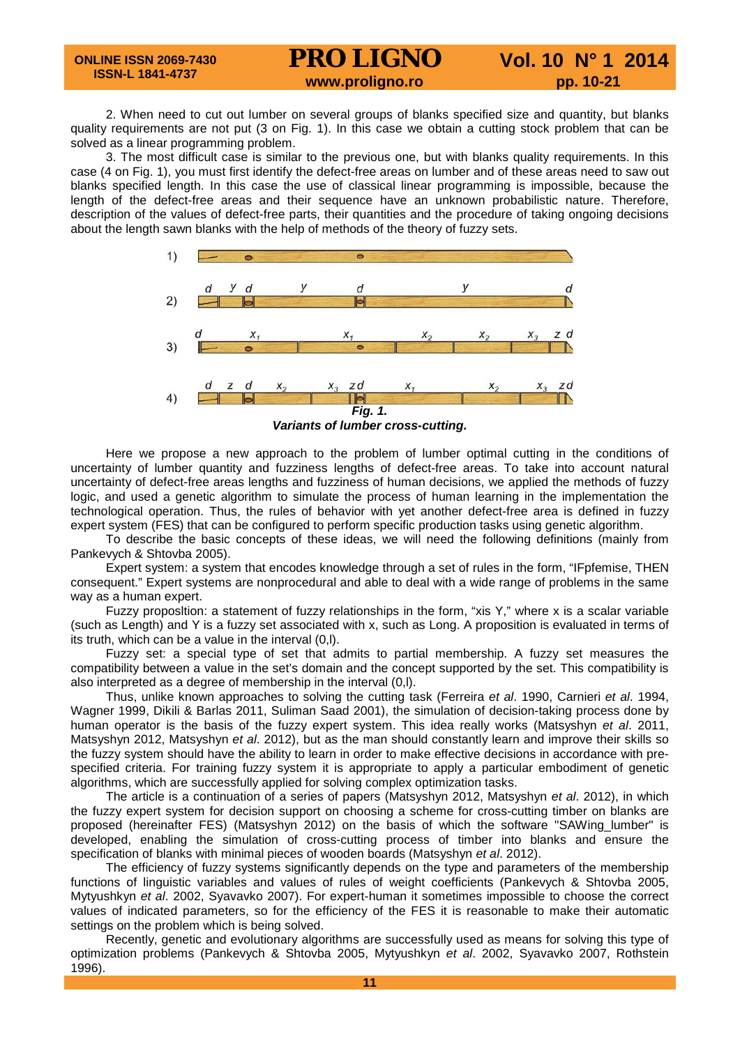2. When need to cut out lumber on several groups of blanks specified size and quantity, but blanks quality requirements are not put (3 on Fig. 1). In this case we obtain a cutting stock problem that can be solved as a linear programming problem.

3. The most difficult case is similar to the previous one, but with blanks quality requirements. In this case (4 on Fig. 1), you must first identify the defect-free areas on lumber and of these areas need to saw out blanks specified length. In this case the use of classical linear programming is impossible, because the length of the defect-free areas and their sequence have an unknown probabilistic nature. Therefore, description of the values of defect-free parts, their quantities and the procedure of taking ongoing decisions about the length sawn blanks with the help of methods of the theory of fuzzy sets.

***Fig. 1.***
***Variants of lumber cross-cutting.***

Here we propose a new approach to the problem of lumber optimal cutting in the conditions of uncertainty of lumber quantity and fuzziness lengths of defect-free areas. To take into account natural uncertainty of defect-free areas lengths and fuzziness of human decisions, we applied the methods of fuzzy logic, and used a genetic algorithm to simulate the process of human learning in the implementation the technological operation. Thus, the rules of behavior with yet another defect-free area is defined in fuzzy expert system (FES) that can be configured to perform specific production tasks using genetic algorithm.

To describe the basic concepts of these ideas, we will need the following definitions (mainly from Pankevych & Shtovba 2005).

Expert system: a system that encodes knowledge through a set of rules in the form, "IFpfemise, THEN consequent." Expert systems are nonprocedural and able to deal with a wide range of problems in the same way as a human expert.

Fuzzy propositon: a statement of fuzzy relationships in the form, "xis Y," where x is a scalar variable (such as Length) and Y is a fuzzy set associated with x, such as Long. A proposition is evaluated in terms of its truth, which can be a value in the interval (0,l).

Fuzzy set: a special type of set that admits to partial membership. A fuzzy set measures the compatibility between a value in the set's domain and the concept supported by the set. This compatibility is also interpreted as a degree of membership in the interval (0,l).

Thus, unlike known approaches to solving the cutting task (Ferreira *et al*. 1990, Carnieri *et al*. 1994, Wagner 1999, Dikili & Barlas 2011, Suliman Saad 2001), the simulation of decision-taking process done by human operator is the basis of the fuzzy expert system. This idea really works (Matsyshyn *et al*. 2011, Matsyshyn 2012, Matsyshyn *et al*. 2012), but as the man should constantly learn and improve their skills so the fuzzy system should have the ability to learn in order to make effective decisions in accordance with pre-specified criteria. For training fuzzy system it is appropriate to apply a particular embodiment of genetic algorithms, which are successfully applied for solving complex optimization tasks.

The article is a continuation of a series of papers (Matsyshyn 2012, Matsyshyn *et al*. 2012), in which the fuzzy expert system for decision support on choosing a scheme for cross-cutting timber on blanks are proposed (hereinafter FES) (Matsyshyn 2012) on the basis of which the software "SAWing_lumber" is developed, enabling the simulation of cross-cutting process of timber into blanks and ensure the specification of blanks with minimal pieces of wooden boards (Matsyshyn *et al*. 2012).

The efficiency of fuzzy systems significantly depends on the type and parameters of the membership functions of linguistic variables and values of rules of weight coefficients (Pankevych & Shtovba 2005, Mytyushkyn *et al*. 2002, Syavavko 2007). For expert-human it sometimes impossible to choose the correct values of indicated parameters, so for the efficiency of the FES it is reasonable to make their automatic settings on the problem which is being solved.

Recently, genetic and evolutionary algorithms are successfully used as means for solving this type of optimization problems (Pankevych & Shtovba 2005, Mytyushkyn *et al*. 2002, Syavavko 2007, Rothstein 1996).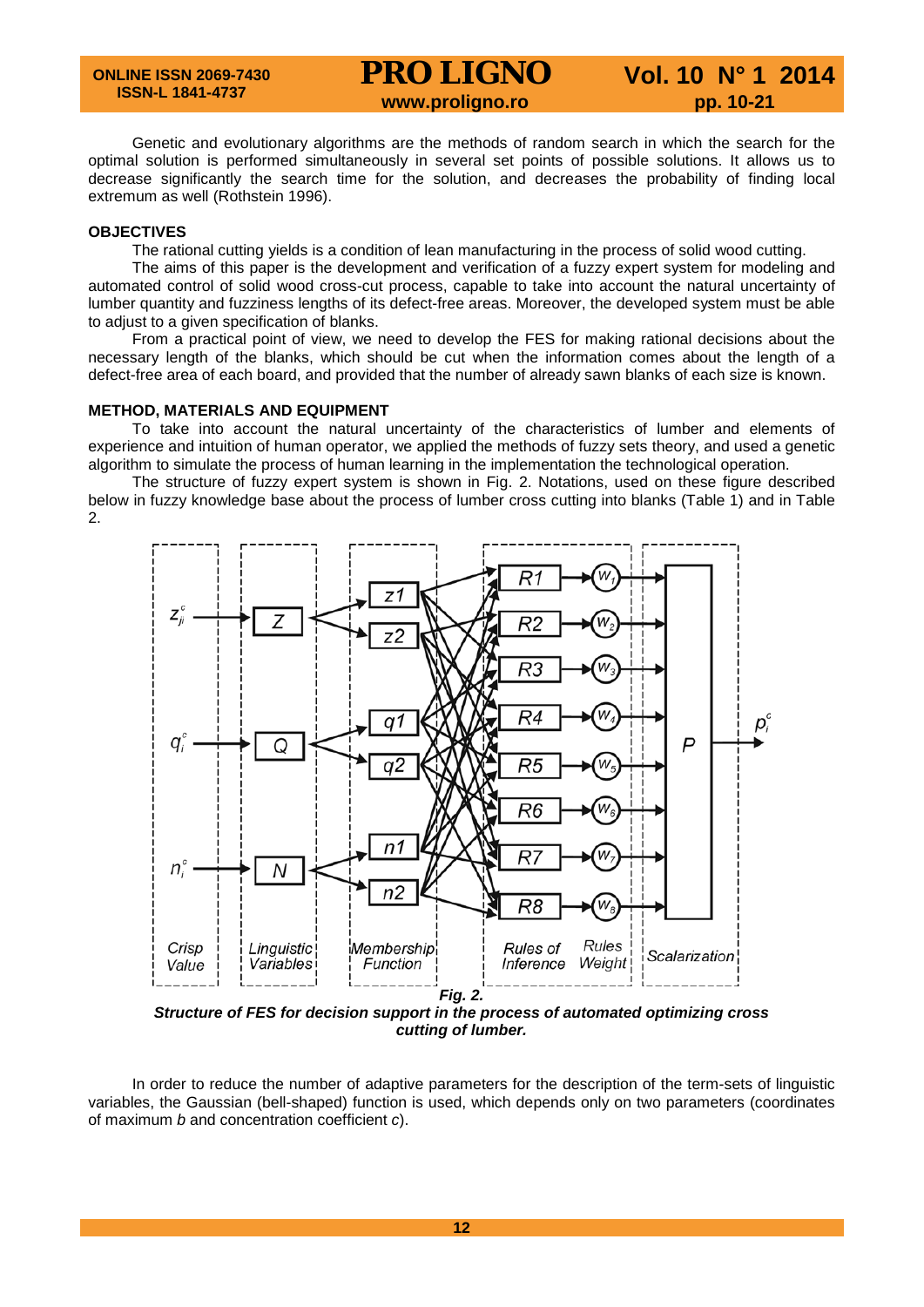Genetic and evolutionary algorithms are the methods of random search in which the search for the optimal solution is performed simultaneously in several set points of possible solutions. It allows us to decrease significantly the search time for the solution, and decreases the probability of finding local extremum as well (Rothstein 1996).

## OBJECTIVES

The rational cutting yields is a condition of lean manufacturing in the process of solid wood cutting.

The aims of this paper is the development and verification of a fuzzy expert system for modeling and automated control of solid wood cross-cut process, capable to take into account the natural uncertainty of lumber quantity and fuzziness lengths of its defect-free areas. Moreover, the developed system must be able to adjust to a given specification of blanks.

From a practical point of view, we need to develop the FES for making rational decisions about the necessary length of the blanks, which should be cut when the information comes about the length of a defect-free area of each board, and provided that the number of already sawn blanks of each size is known.

## METHOD, MATERIALS AND EQUIPMENT

To take into account the natural uncertainty of the characteristics of lumber and elements of experience and intuition of human operator, we applied the methods of fuzzy sets theory, and used a genetic algorithm to simulate the process of human learning in the implementation the technological operation.

The structure of fuzzy expert system is shown in Fig. 2. Notations, used on these figure described below in fuzzy knowledge base about the process of lumber cross cutting into blanks (Table 1) and in Table 2.

***Fig. 2.***
***Structure of FES for decision support in the process of automated optimizing cross cutting of lumber.***

In order to reduce the number of adaptive parameters for the description of the term-sets of linguistic variables, the Gaussian (bell-shaped) function is used, which depends only on two parameters (coordinates of maximum *b* and concentration coefficient *c*).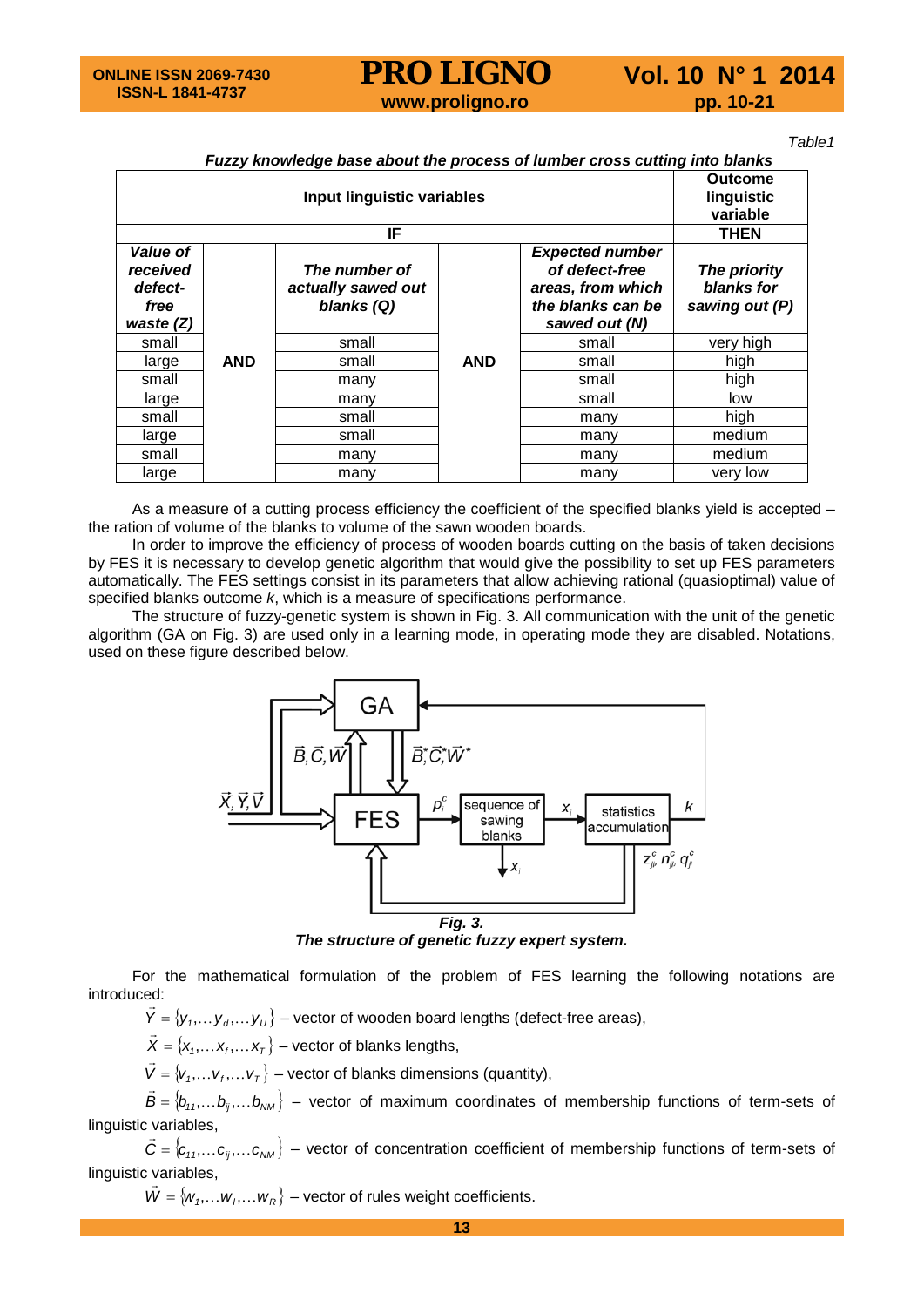*Table1*

***Fuzzy knowledge base about the process of lumber cross cutting into blanks***

| Input linguistic variables | | | | | Outcome linguistic variable |
|---|---|---|---|---|---|
| IF | | | | | THEN |
| ***Value of received defect-free waste (Z)*** | | ***The number of actually sawed out blanks (Q)*** | | ***Expected number of defect-free areas, from which the blanks can be sawed out (N)*** | ***The priority blanks for sawing out (P)*** |
| small | **AND** | small | **AND** | small | very high |
| large | | small | | small | high |
| small | | many | | small | high |
| large | | many | | small | low |
| small | | small | | many | high |
| large | | small | | many | medium |
| small | | many | | many | medium |
| large | | many | | many | very low |

As a measure of a cutting process efficiency the coefficient of the specified blanks yield is accepted – the ration of volume of the blanks to volume of the sawn wooden boards.

In order to improve the efficiency of process of wooden boards cutting on the basis of taken decisions by FES it is necessary to develop genetic algorithm that would give the possibility to set up FES parameters automatically. The FES settings consist in its parameters that allow achieving rational (quasioptimal) value of specified blanks outcome $k$, which is a measure of specifications performance.

The structure of fuzzy-genetic system is shown in Fig. 3. All communication with the unit of the genetic algorithm (GA on Fig. 3) are used only in a learning mode, in operating mode they are disabled. Notations, used on these figure described below.

***Fig. 3.***
***The structure of genetic fuzzy expert system.***

For the mathematical formulation of the problem of FES learning the following notations are introduced:

$\vec{Y} = \{y_1, \dots y_d, \dots y_U\}$ – vector of wooden board lengths (defect-free areas),

$\vec{X} = \{x_1, \dots x_f, \dots x_T\}$ – vector of blanks lengths,

$\vec{V} = \{v_1, \dots v_f, \dots v_T\}$ – vector of blanks dimensions (quantity),

$\vec{B} = \{b_{11}, \dots b_{ij}, \dots b_{NM}\}$ – vector of maximum coordinates of membership functions of term-sets of linguistic variables,

$\vec{C} = \{c_{11}, \dots c_{ij}, \dots c_{NM}\}$ – vector of concentration coefficient of membership functions of term-sets of linguistic variables,

$\vec{W} = \{w_1, \dots w_l, \dots w_R\}$ – vector of rules weight coefficients.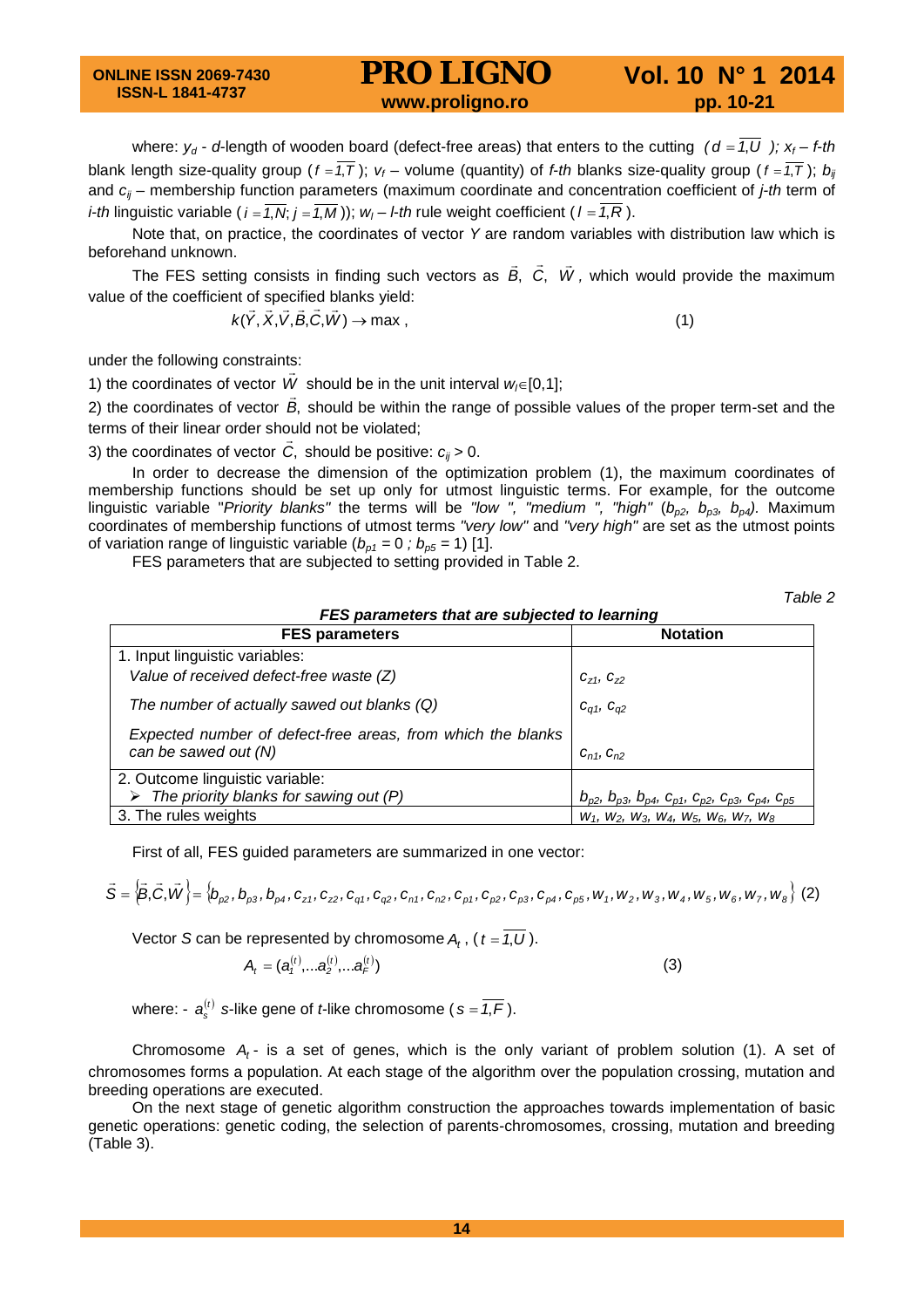where: $y_d$ - $d$-length of wooden board (defect-free areas) that enters to the cutting $(d = \overline{1,U}$ ); $x_f$ – $f$-th blank length size-quality group ($f = \overline{1,T}$ ); $v_f$ – volume (quantity) of $f$-th blanks size-quality group ($f = \overline{1,T}$ ); $b_{ij}$ and $c_{ij}$ – membership function parameters (maximum coordinate and concentration coefficient of $j$-th term of $i$-th linguistic variable ($i = \overline{1,N}; j = \overline{1,M}$ )); $w_l$ – $l$-th rule weight coefficient ($l = \overline{1,R}$ ).

Note that, on practice, the coordinates of vector $Y$ are random variables with distribution law which is beforehand unknown.

The FES setting consists in finding such vectors as $\vec{B}$, $\vec{C}$, $\vec{W}$, which would provide the maximum value of the coefficient of specified blanks yield:

$$k(\vec{Y}, \vec{X}, \vec{V}, \vec{B}, \vec{C}, \vec{W}) \rightarrow \max , \tag{1}$$

under the following constraints:

1) the coordinates of vector $\vec{W}$ should be in the unit interval $w_l \in [0,1]$;

2) the coordinates of vector $\vec{B}$, should be within the range of possible values of the proper term-set and the terms of their linear order should not be violated;

3) the coordinates of vector $\vec{C}$, should be positive: $c_{ij} > 0$.

In order to decrease the dimension of the optimization problem (1), the maximum coordinates of membership functions should be set up only for utmost linguistic terms. For example, for the outcome linguistic variable "*Priority blanks*" the terms will be *"low ", "medium ", "high"* ($b_{p2}$, $b_{p3}$, $b_{p4}$). Maximum coordinates of membership functions of utmost terms *"very low"* and *"very high"* are set as the utmost points of variation range of linguistic variable ($b_{p1} = 0$ ; $b_{p5} = 1$) [1].

FES parameters that are subjected to setting provided in Table 2.

*Table 2*

***FES parameters that are subjected to learning***

| FES parameters | Notation |
|---|---|
| 1. Input linguistic variables: | |
| *Value of received defect-free waste (Z)* | $c_{z1}$, $c_{z2}$ |
| *The number of actually sawed out blanks (Q)* | $c_{q1}$, $c_{q2}$ |
| *Expected number of defect-free areas, from which the blanks can be sawed out (N)* | $c_{n1}$, $c_{n2}$ |
| 2. Outcome linguistic variable: ➢ *The priority blanks for sawing out (P)* | $b_{p2}$, $b_{p3}$, $b_{p4}$, $c_{p1}$, $c_{p2}$, $c_{p3}$, $c_{p4}$, $c_{p5}$ |
| 3. The rules weights | $w_1$, $w_2$, $w_3$, $w_4$, $w_5$, $w_6$, $w_7$, $w_8$ |

First of all, FES guided parameters are summarized in one vector:

$$\vec{S} = \{\vec{B}, \vec{C}, \vec{W}\} = \{b_{p2}, b_{p3}, b_{p4}, c_{z1}, c_{z2}, c_{q1}, c_{q2}, c_{n1}, c_{n2}, c_{p1}, c_{p2}, c_{p3}, c_{p4}, c_{p5}, w_1, w_2, w_3, w_4, w_5, w_6, w_7, w_8\} \tag{2}$$

Vector $S$ can be represented by chromosome $A_t$ , ($t = \overline{1,U}$ ).

$$A_t = (a_1^{(t)}, ... a_2^{(t)}, ... a_F^{(t)}) \tag{3}$$

where: - $a_s^{(t)}$ $s$-like gene of $t$-like chromosome ($s = \overline{1,F}$ ).

Chromosome $A_t$ - is a set of genes, which is the only variant of problem solution (1). A set of chromosomes forms a population. At each stage of the algorithm over the population crossing, mutation and breeding operations are executed.

On the next stage of genetic algorithm construction the approaches towards implementation of basic genetic operations: genetic coding, the selection of parents-chromosomes, crossing, mutation and breeding (Table 3).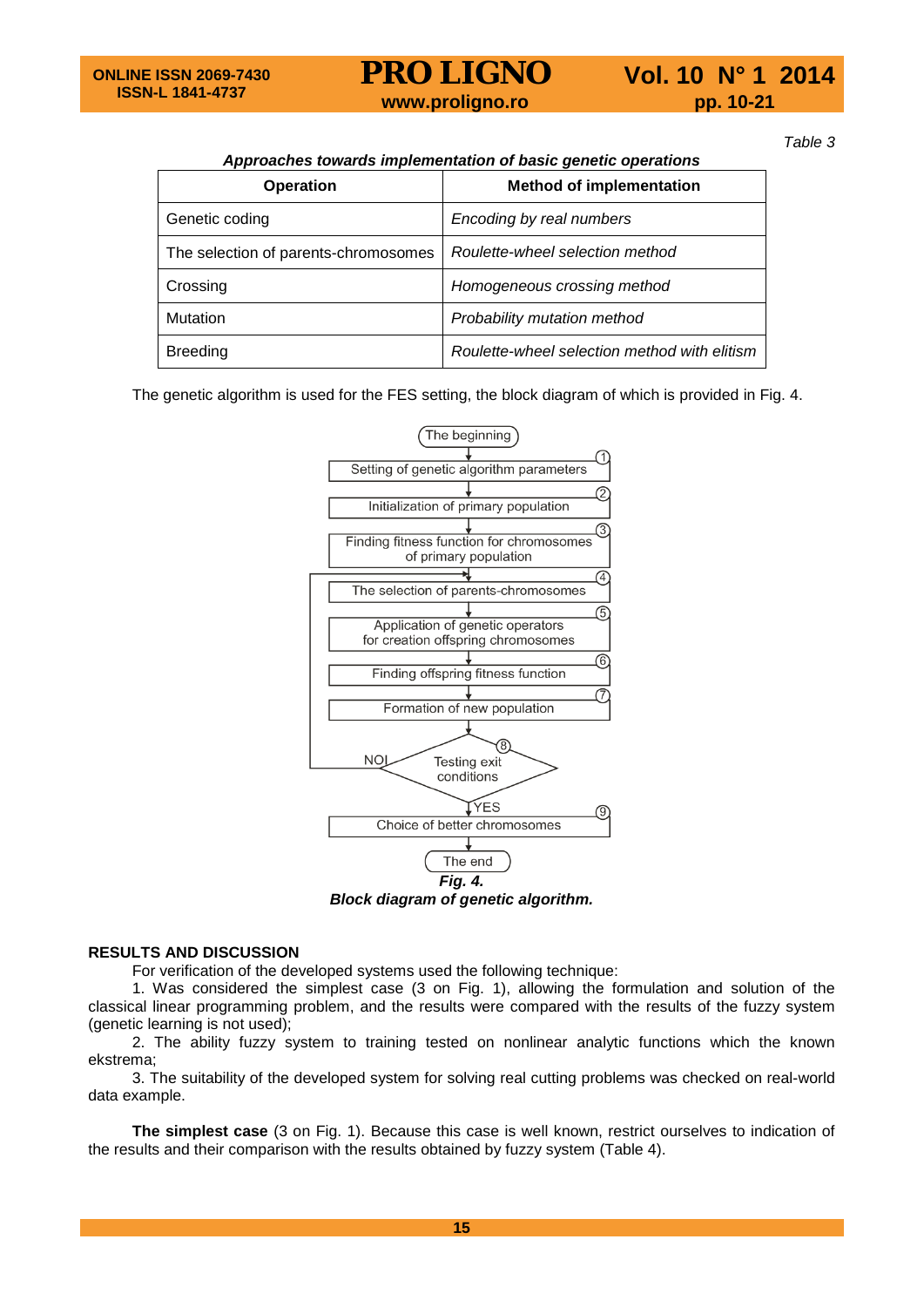*Table 3*

***Approaches towards implementation of basic genetic operations***

| Operation | Method of implementation |
|---|---|
| Genetic coding | *Encoding by real numbers* |
| The selection of parents-chromosomes | *Roulette-wheel selection method* |
| Crossing | *Homogeneous crossing method* |
| Mutation | *Probability mutation method* |
| Breeding | *Roulette-wheel selection method with elitism* |

The genetic algorithm is used for the FES setting, the block diagram of which is provided in Fig. 4.

The beginning

1. Setting of genetic algorithm parameters
2. Initialization of primary population
3. Finding fitness function for chromosomes of primary population
4. The selection of parents-chromosomes
5. Application of genetic operators for creation offspring chromosomes
6. Finding offspring fitness function
7. Formation of new population
8. Testing exit conditions (NO → 4; YES → 9)
9. Choice of better chromosomes

The end

***Fig. 4.***
***Block diagram of genetic algorithm.***

## RESULTS AND DISCUSSION

For verification of the developed systems used the following technique:

1. Was considered the simplest case (3 on Fig. 1), allowing the formulation and solution of the classical linear programming problem, and the results were compared with the results of the fuzzy system (genetic learning is not used);

2. The ability fuzzy system to training tested on nonlinear analytic functions which the known ekstrema;

3. The suitability of the developed system for solving real cutting problems was checked on real-world data example.

**The simplest case** (3 on Fig. 1). Because this case is well known, restrict ourselves to indication of the results and their comparison with the results obtained by fuzzy system (Table 4).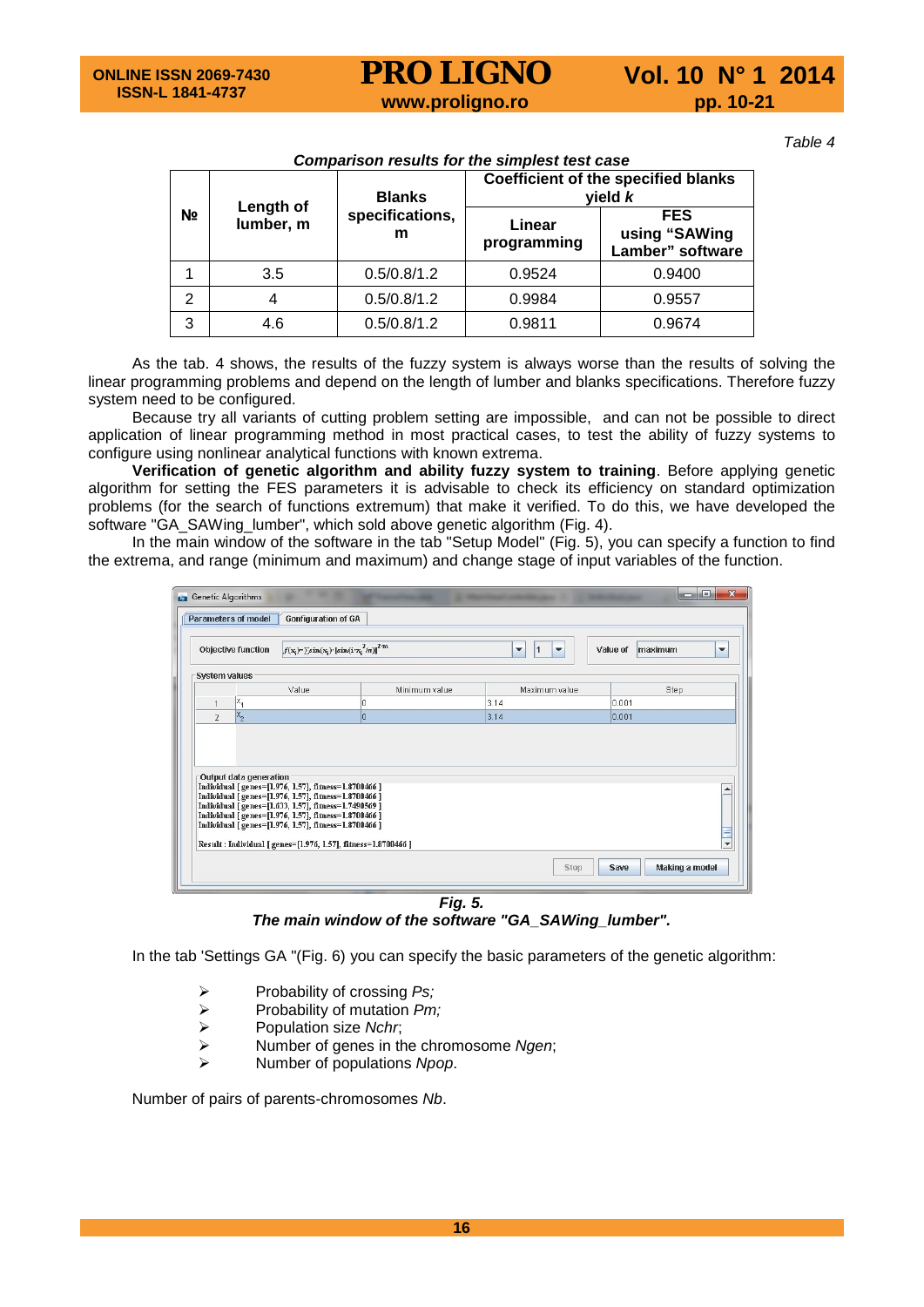*Table 4*

***Comparison results for the simplest test case***

| № | Length of lumber, m | Blanks specifications, m | Coefficient of the specified blanks yield *k* | |
|---|---|---|---|---|
| | | | Linear programming | FES using "SAWing Lamber" software |
| 1 | 3.5 | 0.5/0.8/1.2 | 0.9524 | 0.9400 |
| 2 | 4 | 0.5/0.8/1.2 | 0.9984 | 0.9557 |
| 3 | 4.6 | 0.5/0.8/1.2 | 0.9811 | 0.9674 |

As the tab. 4 shows, the results of the fuzzy system is always worse than the results of solving the linear programming problems and depend on the length of lumber and blanks specifications. Therefore fuzzy system need to be configured.

Because try all variants of cutting problem setting are impossible, and can not be possible to direct application of linear programming method in most practical cases, to test the ability of fuzzy systems to configure using nonlinear analytical functions with known extrema.

**Verification of genetic algorithm and ability fuzzy system to training**. Before applying genetic algorithm for setting the FES parameters it is advisable to check its efficiency on standard optimization problems (for the search of functions extremum) that make it verified. To do this, we have developed the software "GA_SAWing_lumber", which sold above genetic algorithm (Fig. 4).

In the main window of the software in the tab "Setup Model" (Fig. 5), you can specify a function to find the extrema, and range (minimum and maximum) and change stage of input variables of the function.

***Fig. 5.***
***The main window of the software "GA_SAWing_lumber".***

In the tab 'Settings GA "(Fig. 6) you can specify the basic parameters of the genetic algorithm:

- Probability of crossing *Ps;*
- Probability of mutation *Pm;*
- Population size *Nchr*;
- Number of genes in the chromosome *Ngen*;
- Number of populations *Npop*.

Number of pairs of parents-chromosomes *Nb*.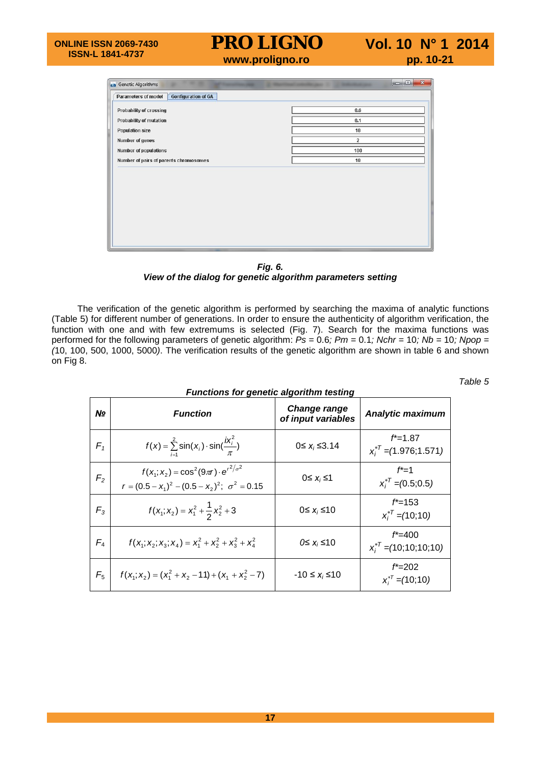Fig. 6 shows a dialog window titled "Genetic Algorithms" with tabs "Parameters of model" and "Configuration of GA", with these fields:

| Parameter | Value |
|---|---|
| Probability of crossing | 0.6 |
| Probability of mutation | 0.1 |
| Population size | 10 |
| Number of genes | 2 |
| Number of populations | 100 |
| Number of pairs of parents chromosomes | 10 |

***Fig. 6.***
***View of the dialog for genetic algorithm parameters setting***

The verification of the genetic algorithm is performed by searching the maxima of analytic functions (Table 5) for different number of generations. In order to ensure the authenticity of algorithm verification, the function with one and with few extremums is selected (Fig. 7). Search for the maxima functions was performed for the following parameters of genetic algorithm: $Ps$ = 0.6*;* $Pm$ = 0.1*;* $Nchr$ = 10*;* $Nb$ = 10*;* $Npop$ = *(*10, 100, 500, 1000, 5000*)*. The verification results of the genetic algorithm are shown in table 6 and shown on Fig 8.

*Table 5*

***Functions for genetic algorithm testing***

| ***№*** | ***Function*** | ***Change range of input variables*** | ***Analytic maximum*** |
|---|---|---|---|
| $F_1$ | $f(x)=\sum_{i=1}^{2}\sin(x_i)\cdot\sin(\frac{ix_i^2}{\pi})$ | $0\le x_i \le 3.14$ | $f^*=1.87$ $x_i^{*T}=(1.976;1.571)$ |
| $F_2$ | $f(x_1;x_2)=\cos^2(9\pi r)\cdot e^{r^2/\sigma^2}$ $r=(0.5-x_1)^2-(0.5-x_2)^2;\ \sigma^2=0.15$ | $0\le x_i \le 1$ | $f^*=1$ $x_i^{*T}=(0.5;0.5)$ |
| $F_3$ | $f(x_1;x_2)=x_1^2+\frac{1}{2}x_2^2+3$ | $0\le x_i \le 10$ | $f^*=153$ $x_i^{*T}=(10;10)$ |
| $F_4$ | $f(x_1;x_2;x_3;x_4)=x_1^2+x_2^2+x_3^2+x_4^2$ | $0\le x_i \le 10$ | $f^*=400$ $x_i^{*T}=(10;10;10;10)$ |
| $F_5$ | $f(x_1;x_2)=(x_1^2+x_2-11)+(x_1+x_2^2-7)$ | $-10\le x_i \le 10$ | $f^*=202$ $x_i^{*T}=(10;10)$ |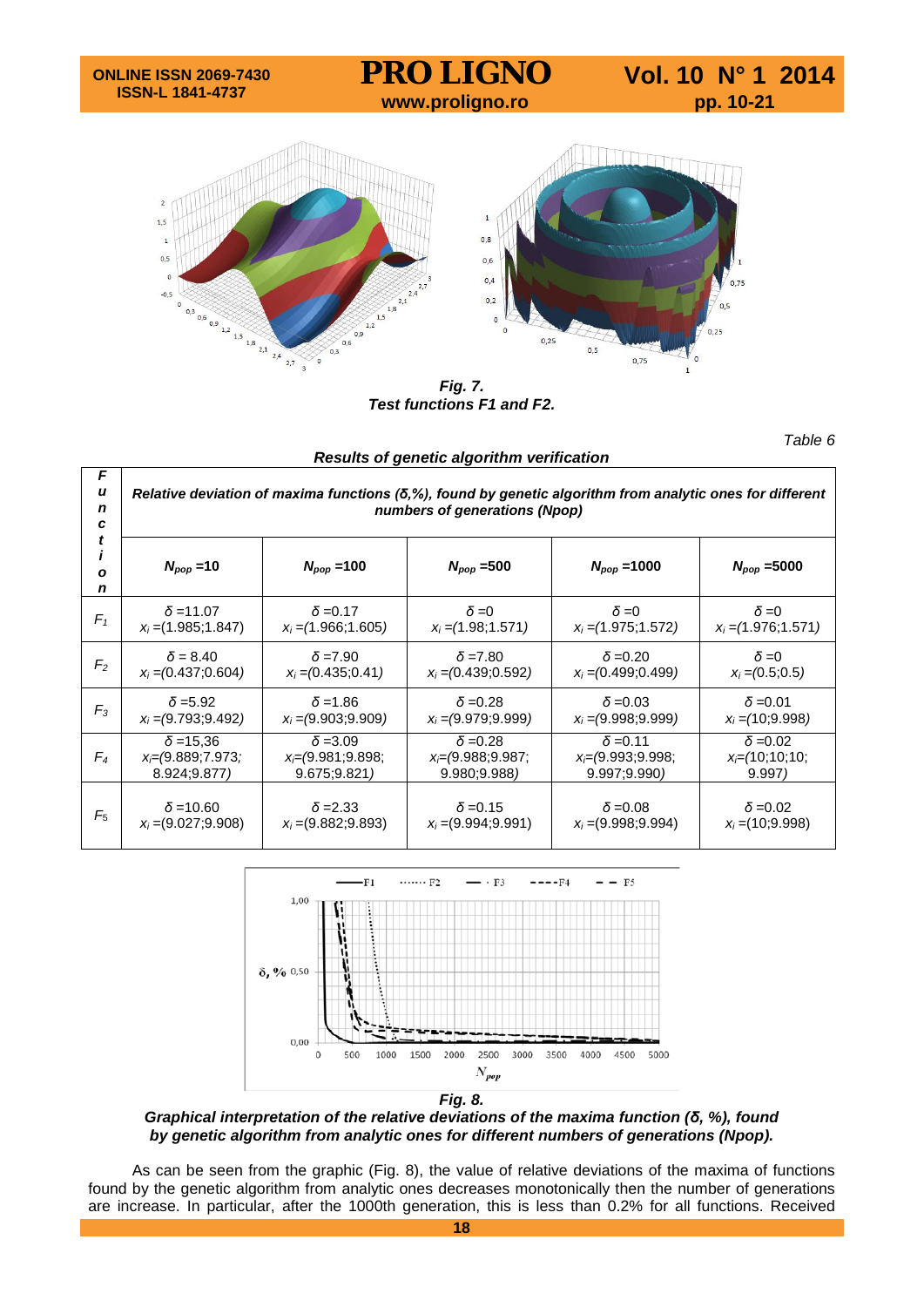*Fig. 7.*
*Test functions F1 and F2.*

*Table 6*

***Results of genetic algorithm verification***

| Function | Relative deviation of maxima functions (δ,%), found by genetic algorithm from analytic ones for different numbers of generations (Npop) | | | | |
|---|---|---|---|---|---|
| | $N_{pop}$ =10 | $N_{pop}$ =100 | $N_{pop}$ =500 | $N_{pop}$ =1000 | $N_{pop}$ =5000 |
| $F_1$ | $\delta$ =11.07<br>$x_i$ =(1.985;1.847) | $\delta$ =0.17<br>$x_i$ =(1.966;1.605) | $\delta$ =0<br>$x_i$ =(1.98;1.571) | $\delta$ =0<br>$x_i$ =(1.975;1.572) | $\delta$ =0<br>$x_i$ =(1.976;1.571) |
| $F_2$ | $\delta$ = 8.40<br>$x_i$ =(0.437;0.604) | $\delta$ =7.90<br>$x_i$ =(0.435;0.41) | $\delta$ =7.80<br>$x_i$ =(0.439;0.592) | $\delta$ =0.20<br>$x_i$ =(0.499;0.499) | $\delta$ =0<br>$x_i$ =(0.5;0.5) |
| $F_3$ | $\delta$ =5.92<br>$x_i$ =(9.793;9.492) | $\delta$ =1.86<br>$x_i$ =(9.903;9.909) | $\delta$ =0.28<br>$x_i$ =(9.979;9.999) | $\delta$ =0.03<br>$x_i$ =(9.998;9.999) | $\delta$ =0.01<br>$x_i$ =(10;9.998) |
| $F_4$ | $\delta$ =15,36<br>$x_i$=(9.889;7.973; 8.924;9.877) | $\delta$ =3.09<br>$x_i$=(9.981;9.898; 9.675;9.821) | $\delta$ =0.28<br>$x_i$=(9.988;9.987; 9.980;9.988) | $\delta$ =0.11<br>$x_i$=(9.993;9.998; 9.997;9.990) | $\delta$ =0.02<br>$x_i$=(10;10;10; 9.997) |
| $F_5$ | $\delta$ =10.60<br>$x_i$ =(9.027;9.908) | $\delta$ =2.33<br>$x_i$ =(9.882;9.893) | $\delta$ =0.15<br>$x_i$ =(9.994;9.991) | $\delta$ =0.08<br>$x_i$ =(9.998;9.994) | $\delta$ =0.02<br>$x_i$ =(10;9.998) |

***Fig. 8.***
***Graphical interpretation of the relative deviations of the maxima function (δ, %), found by genetic algorithm from analytic ones for different numbers of generations (Npop).***

As can be seen from the graphic (Fig. 8), the value of relative deviations of the maxima of functions found by the genetic algorithm from analytic ones decreases monotonically then the number of generations are increase. In particular, after the 1000th generation, this is less than 0.2% for all functions. Received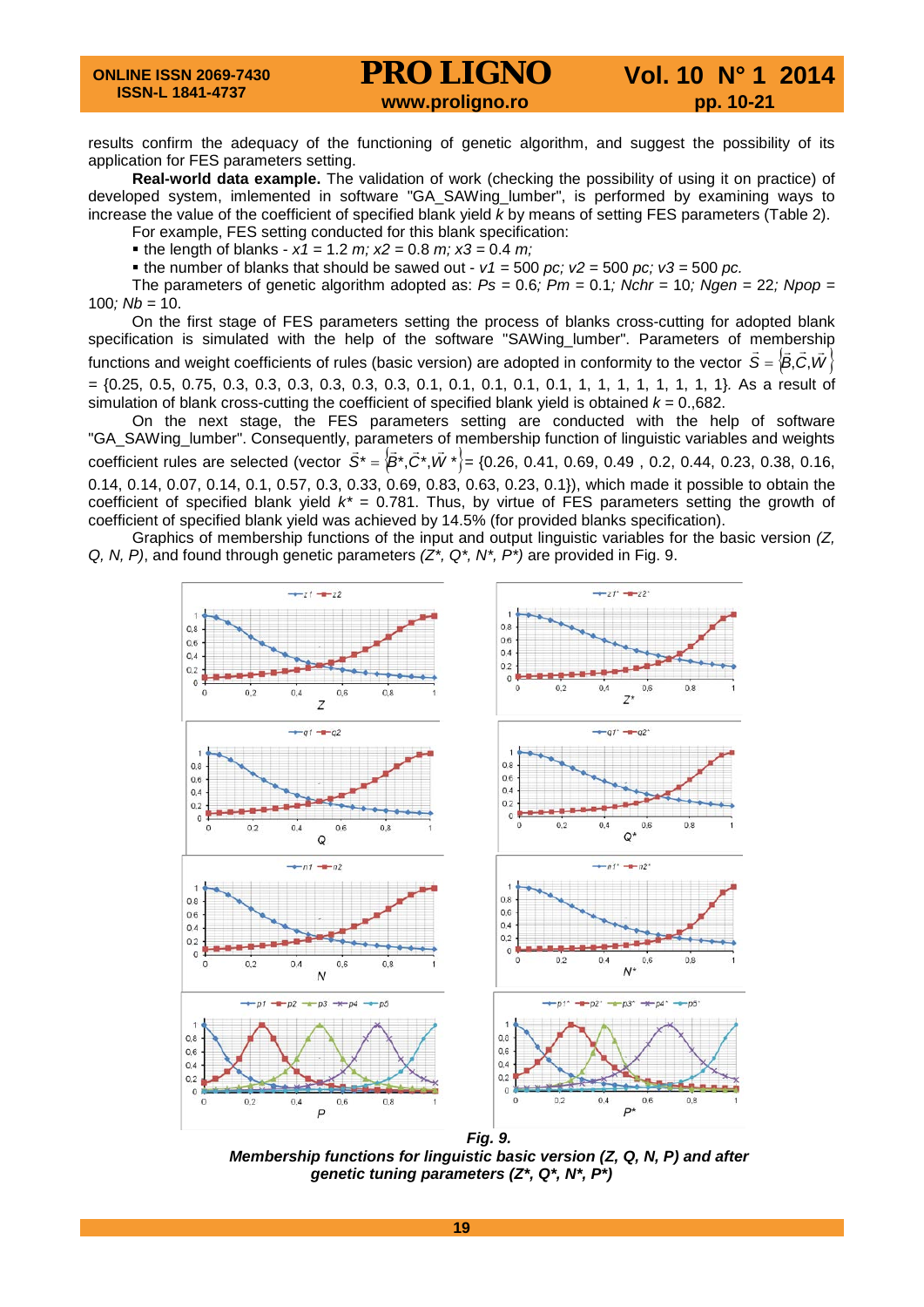results confirm the adequacy of the functioning of genetic algorithm, and suggest the possibility of its application for FES parameters setting.

**Real-world data example.** The validation of work (checking the possibility of using it on practice) of developed system, imlemented in software "GA_SAWing_lumber", is performed by examining ways to increase the value of the coefficient of specified blank yield *k* by means of setting FES parameters (Table 2).

For example, FES setting conducted for this blank specification:

- the length of blanks - $x1 = 1.2$ *m*; $x2 = 0.8$ *m*; $x3 = 0.4$ *m*;
- the number of blanks that should be sawed out - $v1 = 500$ *pc*; $v2 = 500$ *pc*; $v3 = 500$ *pc*.

The parameters of genetic algorithm adopted as: $Ps = 0.6$; $Pm = 0.1$; $Nchr = 10$; $Ngen = 22$; $Npop = 100$; $Nb = 10$.

On the first stage of FES parameters setting the process of blanks cross-cutting for adopted blank specification is simulated with the help of the software "SAWing_lumber". Parameters of membership functions and weight coefficients of rules (basic version) are adopted in conformity to the vector $\vec{S} = \left\{\vec{B}, \vec{C}, \vec{W}\right\}$ = {0.25, 0.5, 0.75, 0.3, 0.3, 0.3, 0.3, 0.3, 0.3, 0.1, 0.1, 0.1, 0.1, 0.1, 1, 1, 1, 1, 1, 1, 1, 1}. As a result of simulation of blank cross-cutting the coefficient of specified blank yield is obtained $k$ = 0.,682.

On the next stage, the FES parameters setting are conducted with the help of software "GA_SAWing_lumber". Consequently, parameters of membership function of linguistic variables and weights coefficient rules are selected (vector $\vec{S}^* = \left\{\vec{B}^*, \vec{C}^*, \vec{W}^*\right\}$= {0.26, 0.41, 0.69, 0.49 , 0.2, 0.44, 0.23, 0.38, 0.16, 0.14, 0.14, 0.07, 0.14, 0.1, 0.57, 0.3, 0.33, 0.69, 0.83, 0.63, 0.23, 0.1}), which made it possible to obtain the coefficient of specified blank yield $k^* = 0.781$. Thus, by virtue of FES parameters setting the growth of coefficient of specified blank yield was achieved by 14.5% (for provided blanks specification).

Graphics of membership functions of the input and output linguistic variables for the basic version *(Z, Q, N, P)*, and found through genetic parameters *(Z\*, Q\*, N\*, P\*)* are provided in Fig. 9.

***Fig. 9.***
***Membership functions for linguistic basic version (Z, Q, N, P) and after genetic tuning parameters (Z\*, Q\*, N\*, P\*)***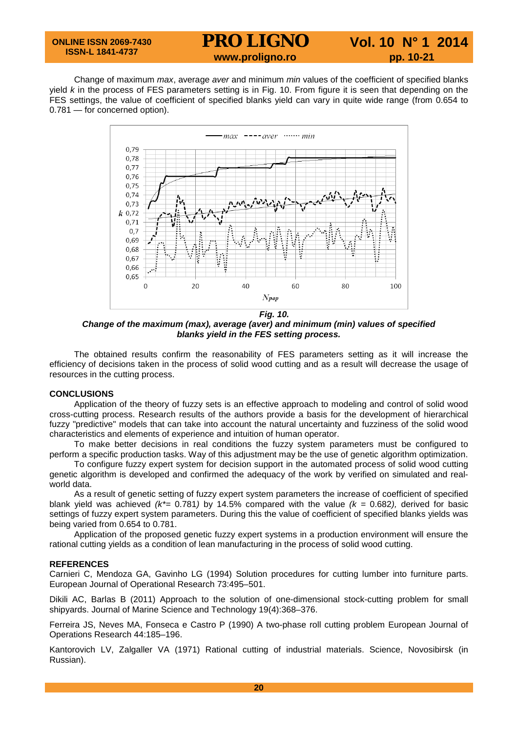Change of maximum *max*, average *aver* and minimum *min* values of the coefficient of specified blanks yield $k$ in the process of FES parameters setting is in Fig. 10. From figure it is seen that depending on the FES settings, the value of coefficient of specified blanks yield can vary in quite wide range (from 0.654 to 0.781 — for concerned option).

***Fig. 10.***
***Change of the maximum (max), average (aver) and minimum (min) values of specified blanks yield in the FES setting process.***

The obtained results confirm the reasonability of FES parameters setting as it will increase the efficiency of decisions taken in the process of solid wood cutting and as a result will decrease the usage of resources in the cutting process.

## CONCLUSIONS

Application of the theory of fuzzy sets is an effective approach to modeling and control of solid wood cross-cutting process. Research results of the authors provide a basis for the development of hierarchical fuzzy "predictive" models that can take into account the natural uncertainty and fuzziness of the solid wood characteristics and elements of experience and intuition of human operator.

To make better decisions in real conditions the fuzzy system parameters must be configured to perform a specific production tasks. Way of this adjustment may be the use of genetic algorithm optimization.

To configure fuzzy expert system for decision support in the automated process of solid wood cutting genetic algorithm is developed and confirmed the adequacy of the work by verified on simulated and real-world data.

As a result of genetic setting of fuzzy expert system parameters the increase of coefficient of specified blank yield was achieved ($k^*$= 0.781) by 14.5% compared with the value ($k$ = 0.682), derived for basic settings of fuzzy expert system parameters. During this the value of coefficient of specified blanks yields was being varied from 0.654 to 0.781.

Application of the proposed genetic fuzzy expert systems in a production environment will ensure the rational cutting yields as a condition of lean manufacturing in the process of solid wood cutting.

## REFERENCES

Carnieri C, Mendoza GA, Gavinho LG (1994) Solution procedures for cutting lumber into furniture parts. European Journal of Operational Research 73:495–501.

Dikili AC, Barlas B (2011) Approach to the solution of one-dimensional stock-cutting problem for small shipyards. Journal of Marine Science and Technology 19(4):368–376.

Ferreira JS, Neves MA, Fonseca e Castro P (1990) A two-phase roll cutting problem European Journal of Operations Research 44:185–196.

Kantorovich LV, Zalgaller VA (1971) Rational cutting of industrial materials. Science, Novosibirsk (in Russian).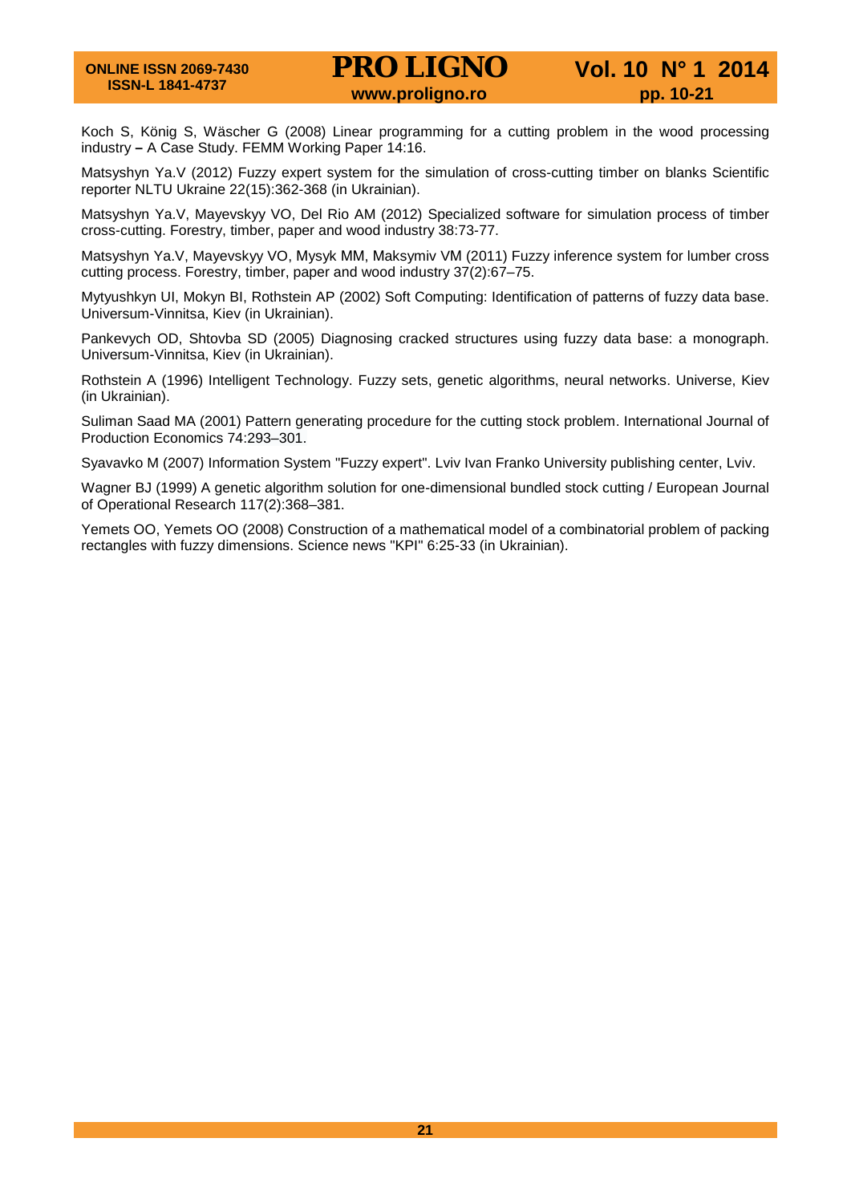Koch S, König S, Wäscher G (2008) Linear programming for a cutting problem in the wood processing industry – A Case Study. FEMM Working Paper 14:16.

Matsyshyn Ya.V (2012) Fuzzy expert system for the simulation of cross-cutting timber on blanks Scientific reporter NLTU Ukraine 22(15):362-368 (in Ukrainian).

Matsyshyn Ya.V, Mayevskyy VO, Del Rio AM (2012) Specialized software for simulation process of timber cross-cutting. Forestry, timber, paper and wood industry 38:73-77.

Matsyshyn Ya.V, Mayevskyy VO, Mysyk MM, Maksymiv VM (2011) Fuzzy inference system for lumber cross cutting process. Forestry, timber, paper and wood industry 37(2):67–75.

Mytyushkyn UI, Mokyn BI, Rothstein AP (2002) Soft Computing: Identification of patterns of fuzzy data base. Universum-Vinnitsa, Kiev (in Ukrainian).

Pankevych OD, Shtovba SD (2005) Diagnosing cracked structures using fuzzy data base: a monograph. Universum-Vinnitsa, Kiev (in Ukrainian).

Rothstein A (1996) Intelligent Technology. Fuzzy sets, genetic algorithms, neural networks. Universe, Kiev (in Ukrainian).

Suliman Saad MA (2001) Pattern generating procedure for the cutting stock problem. International Journal of Production Economics 74:293–301.

Syavavko M (2007) Information System "Fuzzy expert". Lviv Ivan Franko University publishing center, Lviv.

Wagner BJ (1999) A genetic algorithm solution for one-dimensional bundled stock cutting / European Journal of Operational Research 117(2):368–381.

Yemets OO, Yemets OO (2008) Construction of a mathematical model of a combinatorial problem of packing rectangles with fuzzy dimensions. Science news "KPI" 6:25-33 (in Ukrainian).